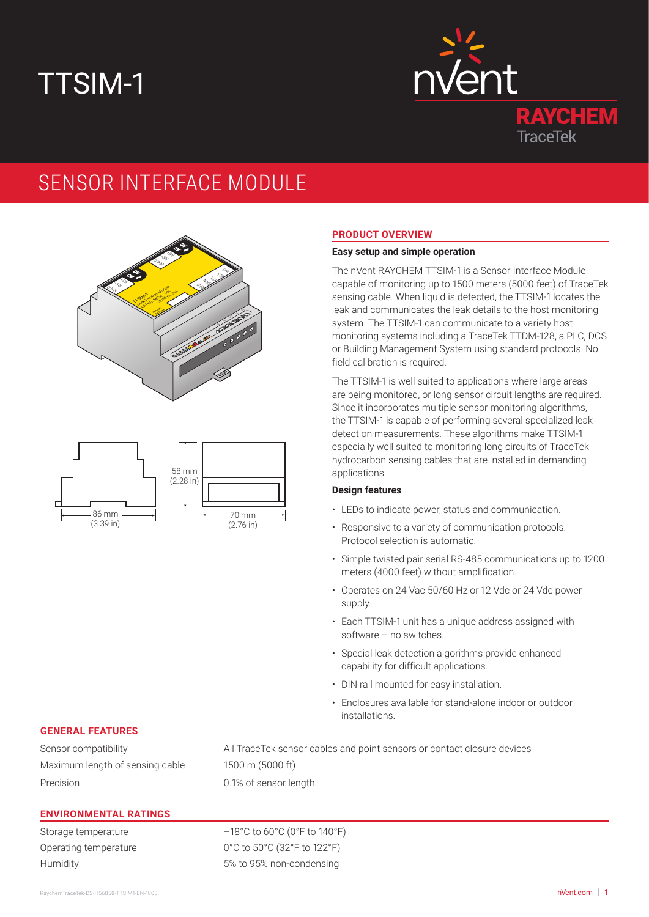# TTSIM-1

nVent RAYCHEM TraceTek

## SENSOR INTERFACE MODULE

58 mm (2.28 in)

86 mm (3.39 in)

70 mm (2.76 in)

### PRODUCT OVERVIEW

**Easy setup and simple operation**

The nVent RAYCHEM TTSIM-1 is a Sensor Interface Module capable of monitoring up to 1500 meters (5000 feet) of TraceTek sensing cable. When liquid is detected, the TTSIM-1 locates the leak and communicates the leak details to the host monitoring system. The TTSIM-1 can communicate to a variety host monitoring systems including a TraceTek TTDM-128, a PLC, DCS or Building Management System using standard protocols. No field calibration is required.

The TTSIM-1 is well suited to applications where large areas are being monitored, or long sensor circuit lengths are required. Since it incorporates multiple sensor monitoring algorithms, the TTSIM-1 is capable of performing several specialized leak detection measurements. These algorithms make TTSIM-1 especially well suited to monitoring long circuits of TraceTek hydrocarbon sensing cables that are installed in demanding applications.

**Design features**

- LEDs to indicate power, status and communication.
- Responsive to a variety of communication protocols. Protocol selection is automatic.
- Simple twisted pair serial RS-485 communications up to 1200 meters (4000 feet) without amplification.
- Operates on 24 Vac 50/60 Hz or 12 Vdc or 24 Vdc power supply.
- Each TTSIM-1 unit has a unique address assigned with software – no switches.
- Special leak detection algorithms provide enhanced capability for difficult applications.
- DIN rail mounted for easy installation.
- Enclosures available for stand-alone indoor or outdoor installations.

### GENERAL FEATURES

| | |
|---|---|
| Sensor compatibility | All TraceTek sensor cables and point sensors or contact closure devices |
| Maximum length of sensing cable | 1500 m (5000 ft) |
| Precision | 0.1% of sensor length |

### ENVIRONMENTAL RATINGS

| | |
|---|---|
| Storage temperature | –18°C to 60°C (0°F to 140°F) |
| Operating temperature | 0°C to 50°C (32°F to 122°F) |
| Humidity | 5% to 95% non-condensing |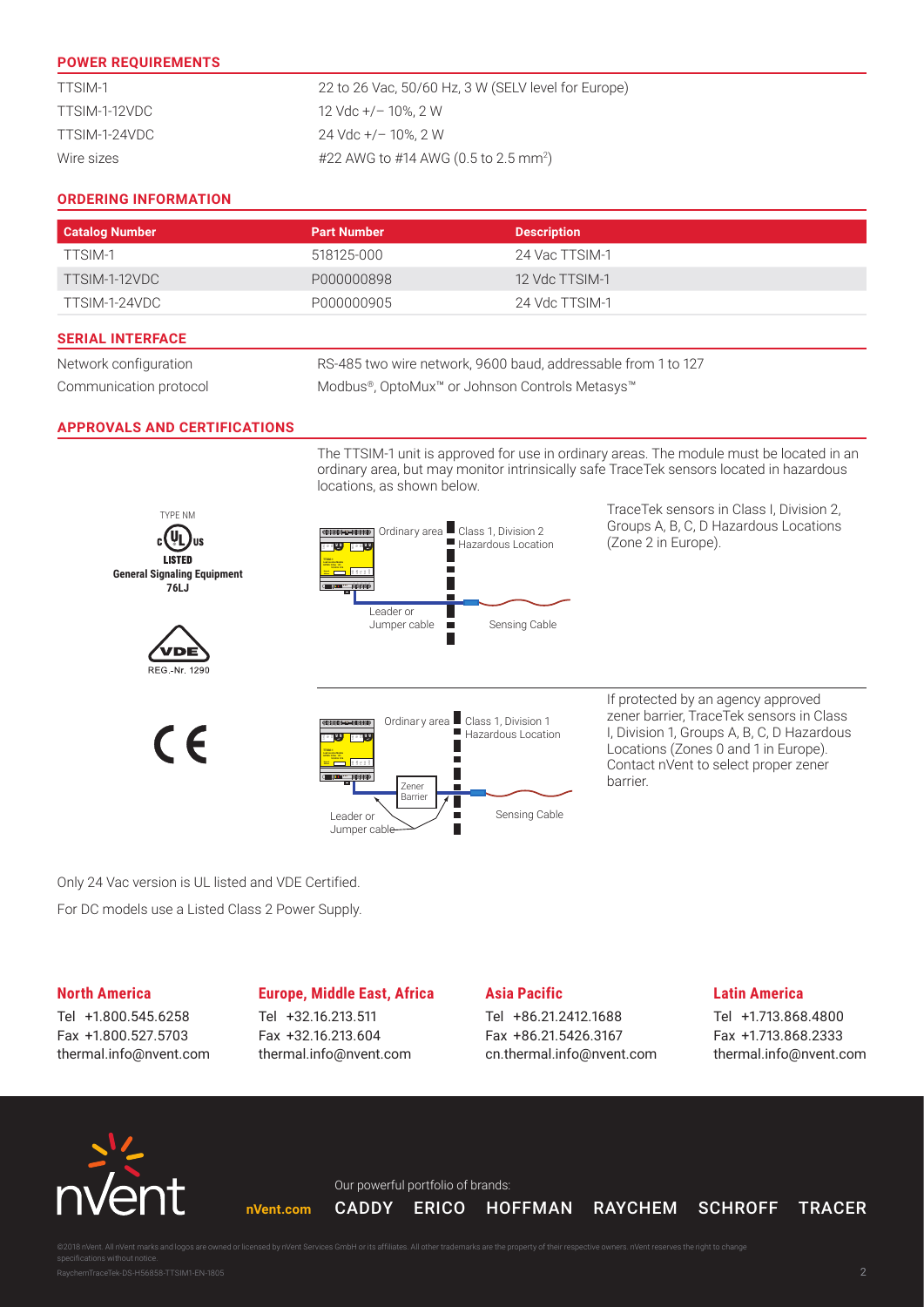## POWER REQUIREMENTS

| | |
|---|---|
| TTSIM-1 | 22 to 26 Vac, 50/60 Hz, 3 W (SELV level for Europe) |
| TTSIM-1-12VDC | 12 Vdc +/– 10%, 2 W |
| TTSIM-1-24VDC | 24 Vdc +/– 10%, 2 W |
| Wire sizes | #22 AWG to #14 AWG (0.5 to 2.5 mm$^2$) |

## ORDERING INFORMATION

| Catalog Number | Part Number | Description |
|---|---|---|
| TTSIM-1 | 518125-000 | 24 Vac TTSIM-1 |
| TTSIM-1-12VDC | P000000898 | 12 Vdc TTSIM-1 |
| TTSIM-1-24VDC | P000000905 | 24 Vdc TTSIM-1 |

## SERIAL INTERFACE

| | |
|---|---|
| Network configuration | RS-485 two wire network, 9600 baud, addressable from 1 to 127 |
| Communication protocol | Modbus®, OptoMux™ or Johnson Controls Metasys™ |

## APPROVALS AND CERTIFICATIONS

The TTSIM-1 unit is approved for use in ordinary areas. The module must be located in an ordinary area, but may monitor intrinsically safe TraceTek sensors located in hazardous locations, as shown below.

TYPE NM
c UL us
LISTED
General Signaling Equipment
76LJ

VDE
REG.-Nr. 1290

CE

Ordinary area
Class 1, Division 2
Hazardous Location
Leader or
Jumper cable
Sensing Cable

TraceTek sensors in Class I, Division 2, Groups A, B, C, D Hazardous Locations (Zone 2 in Europe).

Ordinary area
Class 1, Division 1
Hazardous Location
Zener
Barrier
Leader or
Jumper cable
Sensing Cable

If protected by an agency approved zener barrier, TraceTek sensors in Class I, Division 1, Groups A, B, C, D Hazardous Locations (Zones 0 and 1 in Europe). Contact nVent to select proper zener barrier.

Only 24 Vac version is UL listed and VDE Certified.

For DC models use a Listed Class 2 Power Supply.

**North America**
Tel +1.800.545.6258
Fax +1.800.527.5703
thermal.info@nvent.com

**Europe, Middle East, Africa**
Tel +32.16.213.511
Fax +32.16.213.604
thermal.info@nvent.com

**Asia Pacific**
Tel +86.21.2412.1688
Fax +86.21.5426.3167
cn.thermal.info@nvent.com

**Latin America**
Tel +1.713.868.4800
Fax +1.713.868.2333
thermal.info@nvent.com

nVent

Our powerful portfolio of brands:

nVent.com CADDY ERICO HOFFMAN RAYCHEM SCHROFF TRACER

©2018 nVent. All nVent marks and logos are owned or licensed by nVent Services GmbH or its affiliates. All other trademarks are the property of their respective owners. nVent reserves the right to change specifications without notice.

RaychemTraceTek-DS-H56858-TTSIM1-EN-1805